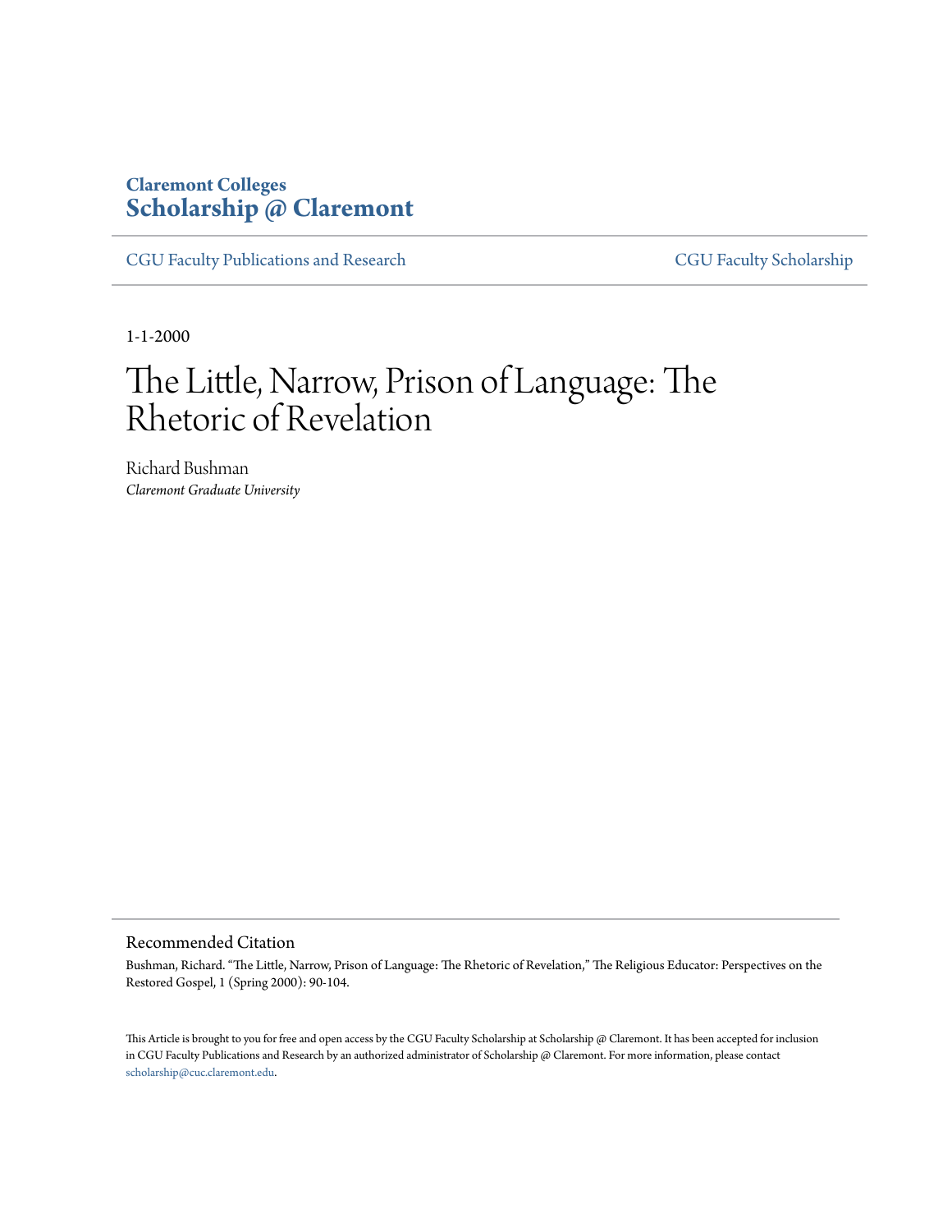Claremont Colleges
**Scholarship @ Claremont**

CGU Faculty Publications and Research | CGU Faculty Scholarship

1-1-2000

# The Little, Narrow, Prison of Language: The Rhetoric of Revelation

Richard Bushman
*Claremont Graduate University*

## Recommended Citation

Bushman, Richard. "The Little, Narrow, Prison of Language: The Rhetoric of Revelation," The Religious Educator: Perspectives on the Restored Gospel, 1 (Spring 2000): 90-104.

This Article is brought to you for free and open access by the CGU Faculty Scholarship at Scholarship @ Claremont. It has been accepted for inclusion in CGU Faculty Publications and Research by an authorized administrator of Scholarship @ Claremont. For more information, please contact scholarship@cuc.claremont.edu.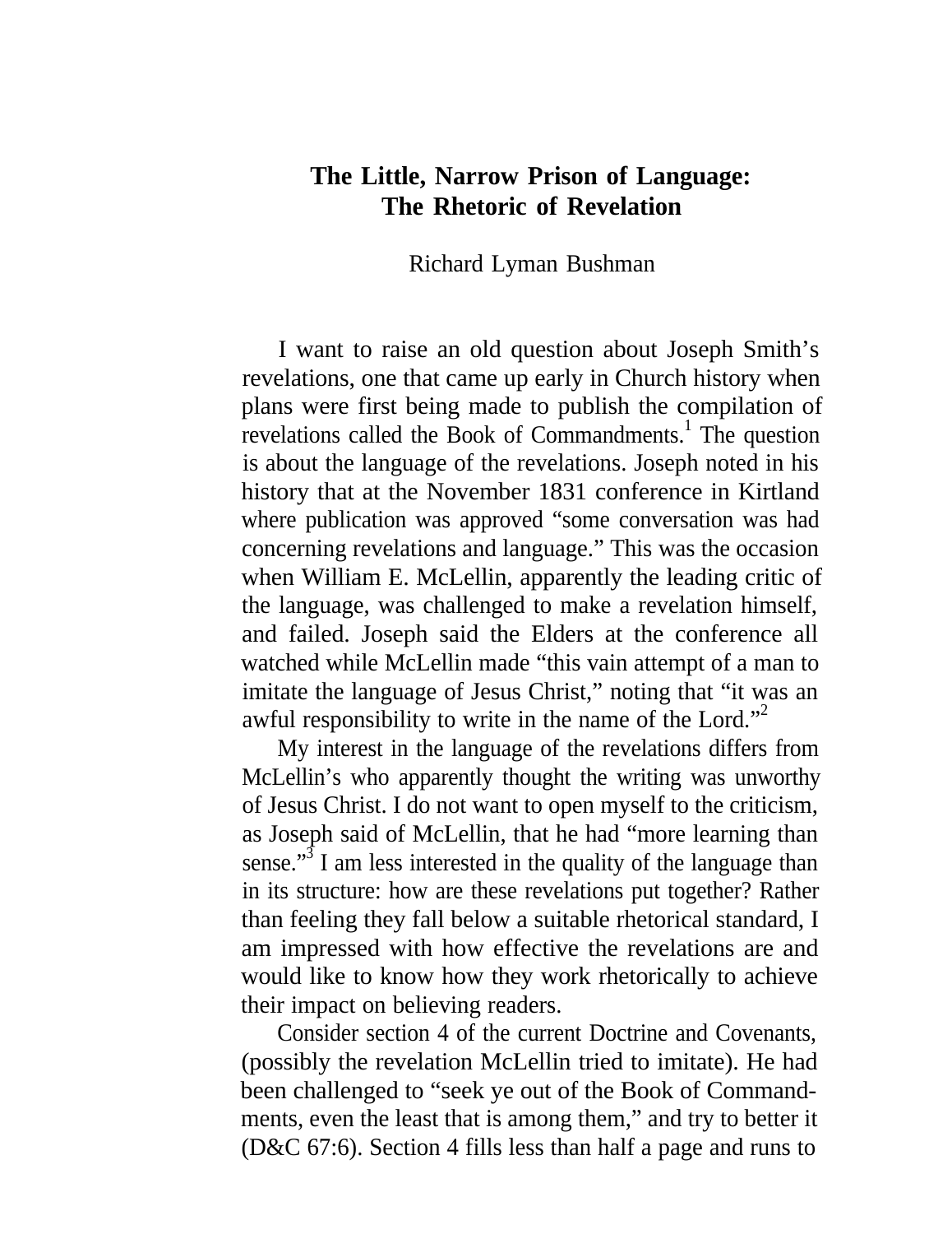# The Little, Narrow Prison of Language: The Rhetoric of Revelation

Richard Lyman Bushman

I want to raise an old question about Joseph Smith's revelations, one that came up early in Church history when plans were first being made to publish the compilation of revelations called the Book of Commandments.[1] The question is about the language of the revelations. Joseph noted in his history that at the November 1831 conference in Kirtland where publication was approved "some conversation was had concerning revelations and language." This was the occasion when William E. McLellin, apparently the leading critic of the language, was challenged to make a revelation himself, and failed. Joseph said the Elders at the conference all watched while McLellin made "this vain attempt of a man to imitate the language of Jesus Christ," noting that "it was an awful responsibility to write in the name of the Lord."[2]

My interest in the language of the revelations differs from McLellin's who apparently thought the writing was unworthy of Jesus Christ. I do not want to open myself to the criticism, as Joseph said of McLellin, that he had "more learning than sense."[3] I am less interested in the quality of the language than in its structure: how are these revelations put together? Rather than feeling they fall below a suitable rhetorical standard, I am impressed with how effective the revelations are and would like to know how they work rhetorically to achieve their impact on believing readers.

Consider section 4 of the current Doctrine and Covenants, (possibly the revelation McLellin tried to imitate). He had been challenged to "seek ye out of the Book of Commandments, even the least that is among them," and try to better it (D&C 67:6). Section 4 fills less than half a page and runs to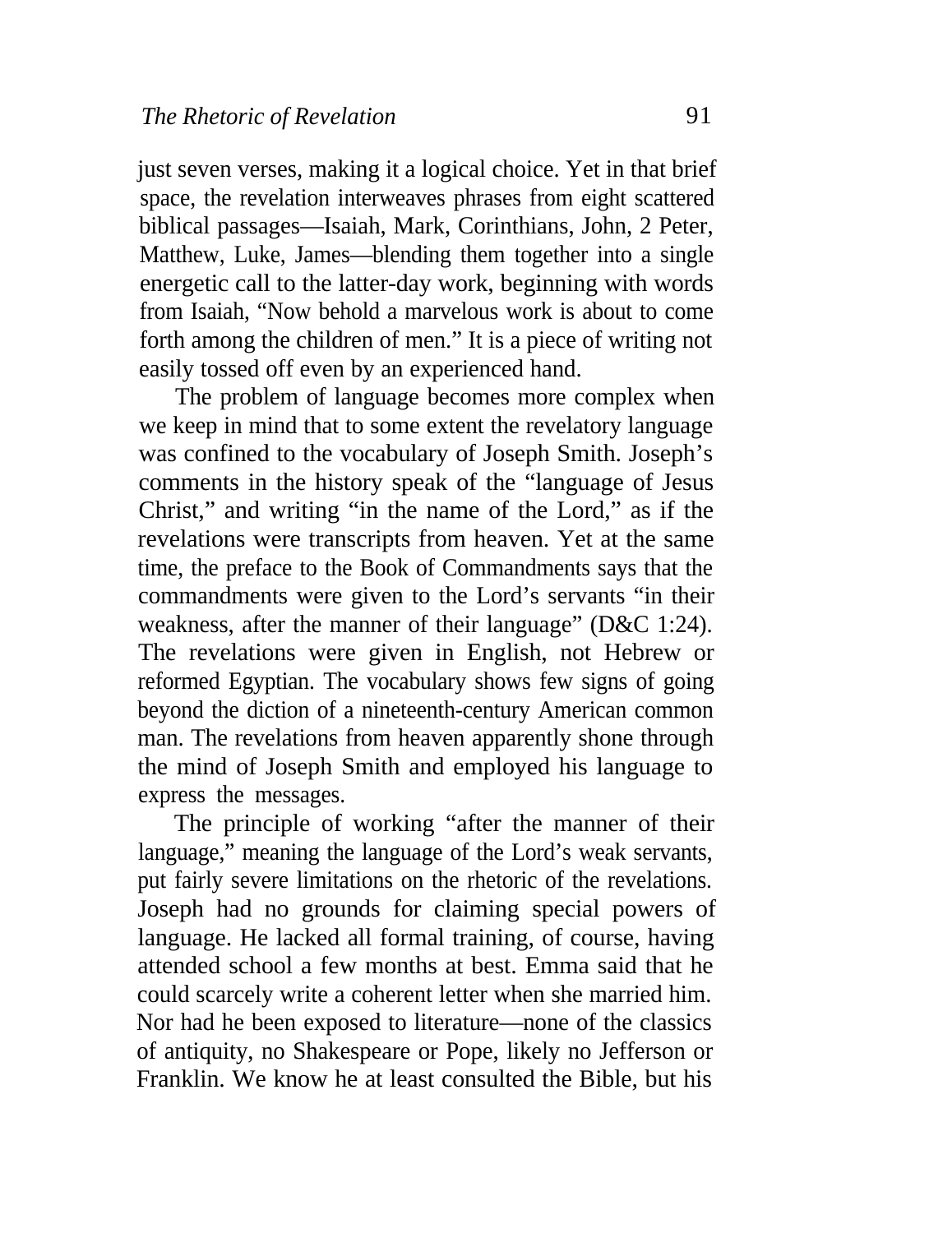just seven verses, making it a logical choice. Yet in that brief space, the revelation interweaves phrases from eight scattered biblical passages—Isaiah, Mark, Corinthians, John, 2 Peter, Matthew, Luke, James—blending them together into a single energetic call to the latter-day work, beginning with words from Isaiah, "Now behold a marvelous work is about to come forth among the children of men." It is a piece of writing not easily tossed off even by an experienced hand.

The problem of language becomes more complex when we keep in mind that to some extent the revelatory language was confined to the vocabulary of Joseph Smith. Joseph's comments in the history speak of the "language of Jesus Christ," and writing "in the name of the Lord," as if the revelations were transcripts from heaven. Yet at the same time, the preface to the Book of Commandments says that the commandments were given to the Lord's servants "in their weakness, after the manner of their language" (D&C 1:24). The revelations were given in English, not Hebrew or reformed Egyptian. The vocabulary shows few signs of going beyond the diction of a nineteenth-century American common man. The revelations from heaven apparently shone through the mind of Joseph Smith and employed his language to express the messages.

The principle of working "after the manner of their language," meaning the language of the Lord's weak servants, put fairly severe limitations on the rhetoric of the revelations. Joseph had no grounds for claiming special powers of language. He lacked all formal training, of course, having attended school a few months at best. Emma said that he could scarcely write a coherent letter when she married him. Nor had he been exposed to literature—none of the classics of antiquity, no Shakespeare or Pope, likely no Jefferson or Franklin. We know he at least consulted the Bible, but his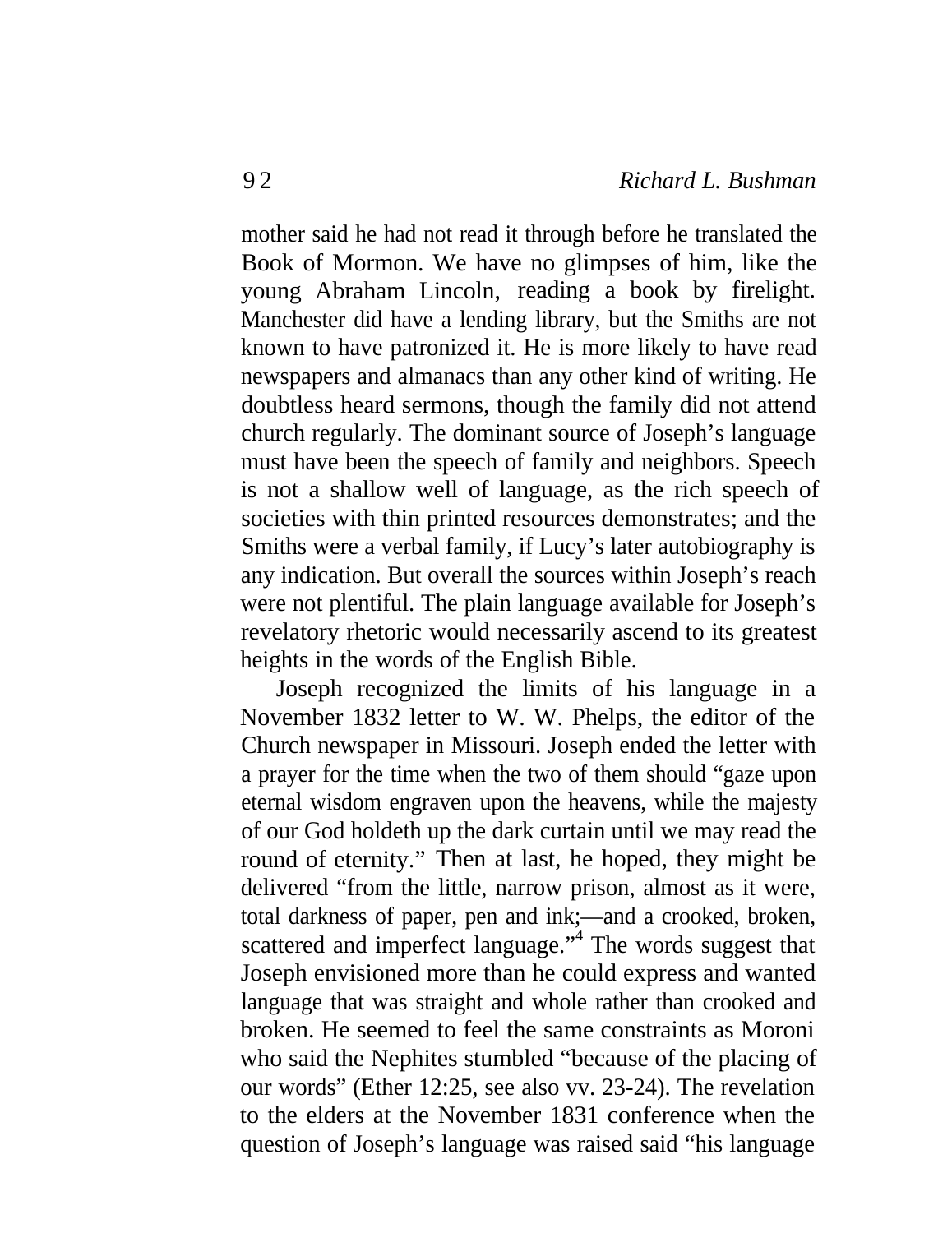mother said he had not read it through before he translated the Book of Mormon. We have no glimpses of him, like the young Abraham Lincoln, reading a book by firelight. Manchester did have a lending library, but the Smiths are not known to have patronized it. He is more likely to have read newspapers and almanacs than any other kind of writing. He doubtless heard sermons, though the family did not attend church regularly. The dominant source of Joseph's language must have been the speech of family and neighbors. Speech is not a shallow well of language, as the rich speech of societies with thin printed resources demonstrates; and the Smiths were a verbal family, if Lucy's later autobiography is any indication. But overall the sources within Joseph's reach were not plentiful. The plain language available for Joseph's revelatory rhetoric would necessarily ascend to its greatest heights in the words of the English Bible.

Joseph recognized the limits of his language in a November 1832 letter to W. W. Phelps, the editor of the Church newspaper in Missouri. Joseph ended the letter with a prayer for the time when the two of them should "gaze upon eternal wisdom engraven upon the heavens, while the majesty of our God holdeth up the dark curtain until we may read the round of eternity." Then at last, he hoped, they might be delivered "from the little, narrow prison, almost as it were, total darkness of paper, pen and ink;—and a crooked, broken, scattered and imperfect language."[4] The words suggest that Joseph envisioned more than he could express and wanted language that was straight and whole rather than crooked and broken. He seemed to feel the same constraints as Moroni who said the Nephites stumbled "because of the placing of our words" (Ether 12:25, see also vv. 23-24). The revelation to the elders at the November 1831 conference when the question of Joseph's language was raised said "his language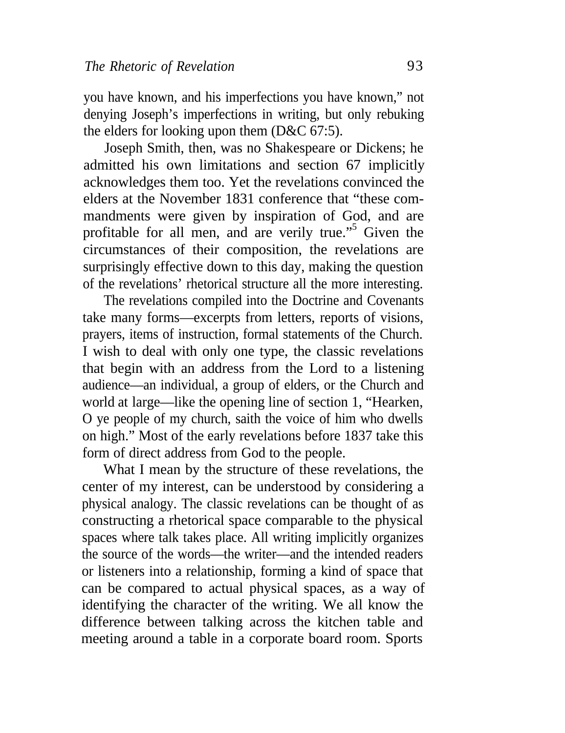you have known, and his imperfections you have known," not denying Joseph's imperfections in writing, but only rebuking the elders for looking upon them (D&C 67:5).

Joseph Smith, then, was no Shakespeare or Dickens; he admitted his own limitations and section 67 implicitly acknowledges them too. Yet the revelations convinced the elders at the November 1831 conference that "these commandments were given by inspiration of God, and are profitable for all men, and are verily true."[5] Given the circumstances of their composition, the revelations are surprisingly effective down to this day, making the question of the revelations' rhetorical structure all the more interesting.

The revelations compiled into the Doctrine and Covenants take many forms—excerpts from letters, reports of visions, prayers, items of instruction, formal statements of the Church. I wish to deal with only one type, the classic revelations that begin with an address from the Lord to a listening audience—an individual, a group of elders, or the Church and world at large—like the opening line of section 1, "Hearken, O ye people of my church, saith the voice of him who dwells on high." Most of the early revelations before 1837 take this form of direct address from God to the people.

What I mean by the structure of these revelations, the center of my interest, can be understood by considering a physical analogy. The classic revelations can be thought of as constructing a rhetorical space comparable to the physical spaces where talk takes place. All writing implicitly organizes the source of the words—the writer—and the intended readers or listeners into a relationship, forming a kind of space that can be compared to actual physical spaces, as a way of identifying the character of the writing. We all know the difference between talking across the kitchen table and meeting around a table in a corporate board room. Sports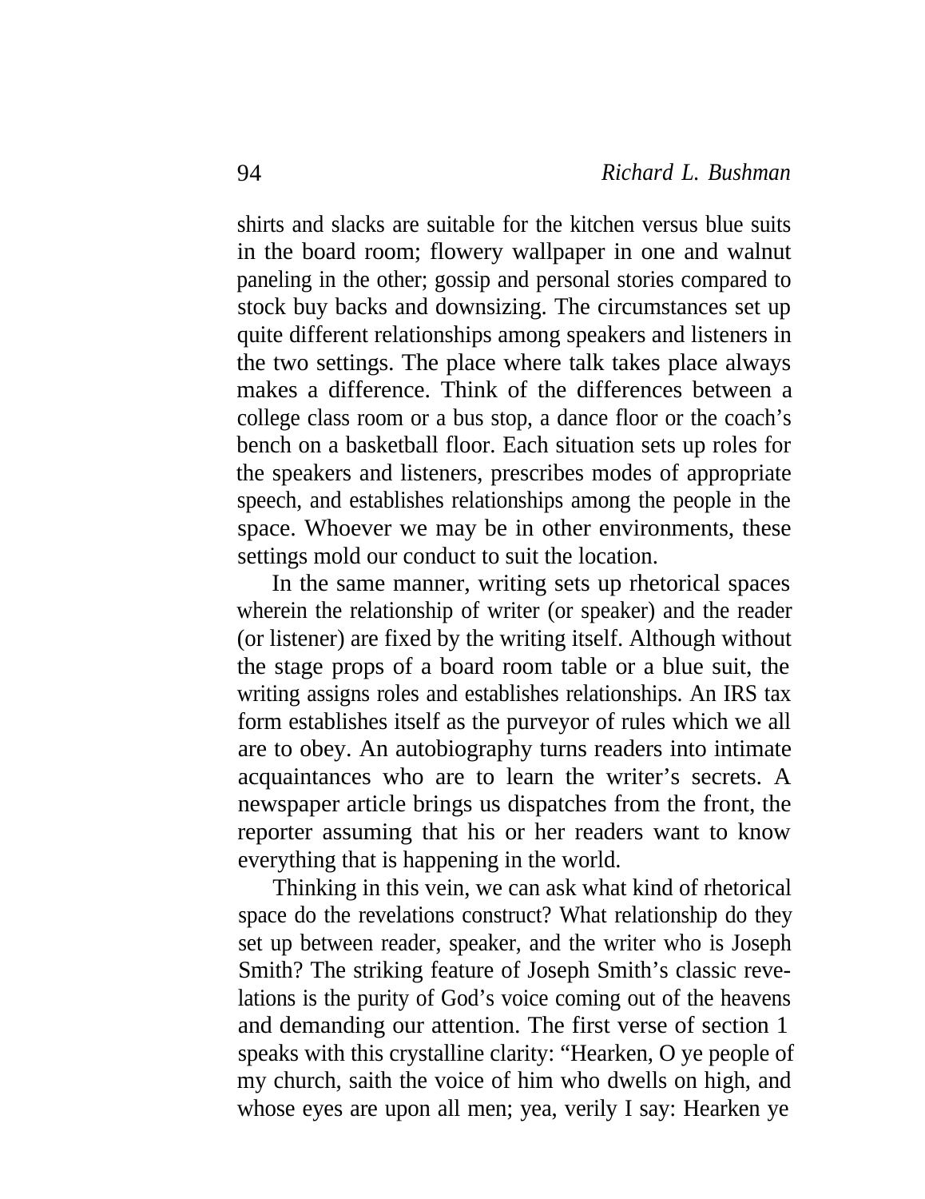shirts and slacks are suitable for the kitchen versus blue suits in the board room; flowery wallpaper in one and walnut paneling in the other; gossip and personal stories compared to stock buy backs and downsizing. The circumstances set up quite different relationships among speakers and listeners in the two settings. The place where talk takes place always makes a difference. Think of the differences between a college class room or a bus stop, a dance floor or the coach's bench on a basketball floor. Each situation sets up roles for the speakers and listeners, prescribes modes of appropriate speech, and establishes relationships among the people in the space. Whoever we may be in other environments, these settings mold our conduct to suit the location.

In the same manner, writing sets up rhetorical spaces wherein the relationship of writer (or speaker) and the reader (or listener) are fixed by the writing itself. Although without the stage props of a board room table or a blue suit, the writing assigns roles and establishes relationships. An IRS tax form establishes itself as the purveyor of rules which we all are to obey. An autobiography turns readers into intimate acquaintances who are to learn the writer's secrets. A newspaper article brings us dispatches from the front, the reporter assuming that his or her readers want to know everything that is happening in the world.

Thinking in this vein, we can ask what kind of rhetorical space do the revelations construct? What relationship do they set up between reader, speaker, and the writer who is Joseph Smith? The striking feature of Joseph Smith's classic revelations is the purity of God's voice coming out of the heavens and demanding our attention. The first verse of section 1 speaks with this crystalline clarity: "Hearken, O ye people of my church, saith the voice of him who dwells on high, and whose eyes are upon all men; yea, verily I say: Hearken ye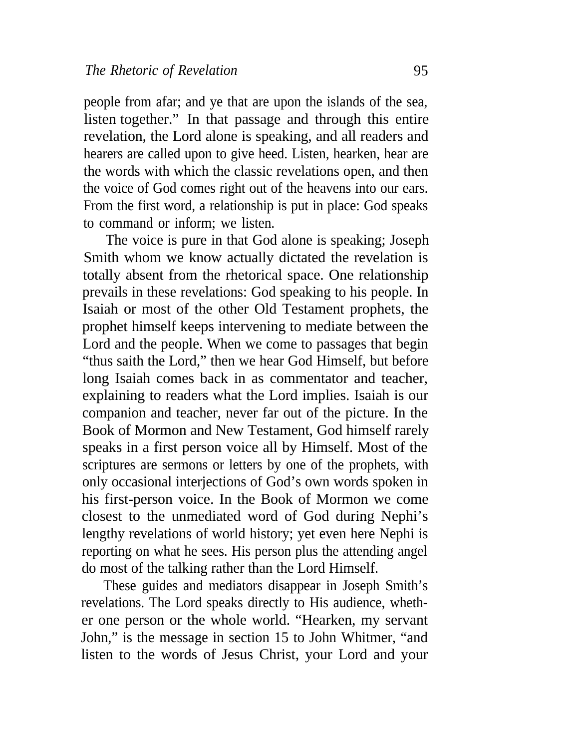people from afar; and ye that are upon the islands of the sea, listen together." In that passage and through this entire revelation, the Lord alone is speaking, and all readers and hearers are called upon to give heed. Listen, hearken, hear are the words with which the classic revelations open, and then the voice of God comes right out of the heavens into our ears. From the first word, a relationship is put in place: God speaks to command or inform; we listen.

The voice is pure in that God alone is speaking; Joseph Smith whom we know actually dictated the revelation is totally absent from the rhetorical space. One relationship prevails in these revelations: God speaking to his people. In Isaiah or most of the other Old Testament prophets, the prophet himself keeps intervening to mediate between the Lord and the people. When we come to passages that begin "thus saith the Lord," then we hear God Himself, but before long Isaiah comes back in as commentator and teacher, explaining to readers what the Lord implies. Isaiah is our companion and teacher, never far out of the picture. In the Book of Mormon and New Testament, God himself rarely speaks in a first person voice all by Himself. Most of the scriptures are sermons or letters by one of the prophets, with only occasional interjections of God's own words spoken in his first-person voice. In the Book of Mormon we come closest to the unmediated word of God during Nephi's lengthy revelations of world history; yet even here Nephi is reporting on what he sees. His person plus the attending angel do most of the talking rather than the Lord Himself.

These guides and mediators disappear in Joseph Smith's revelations. The Lord speaks directly to His audience, whether one person or the whole world. "Hearken, my servant John," is the message in section 15 to John Whitmer, "and listen to the words of Jesus Christ, your Lord and your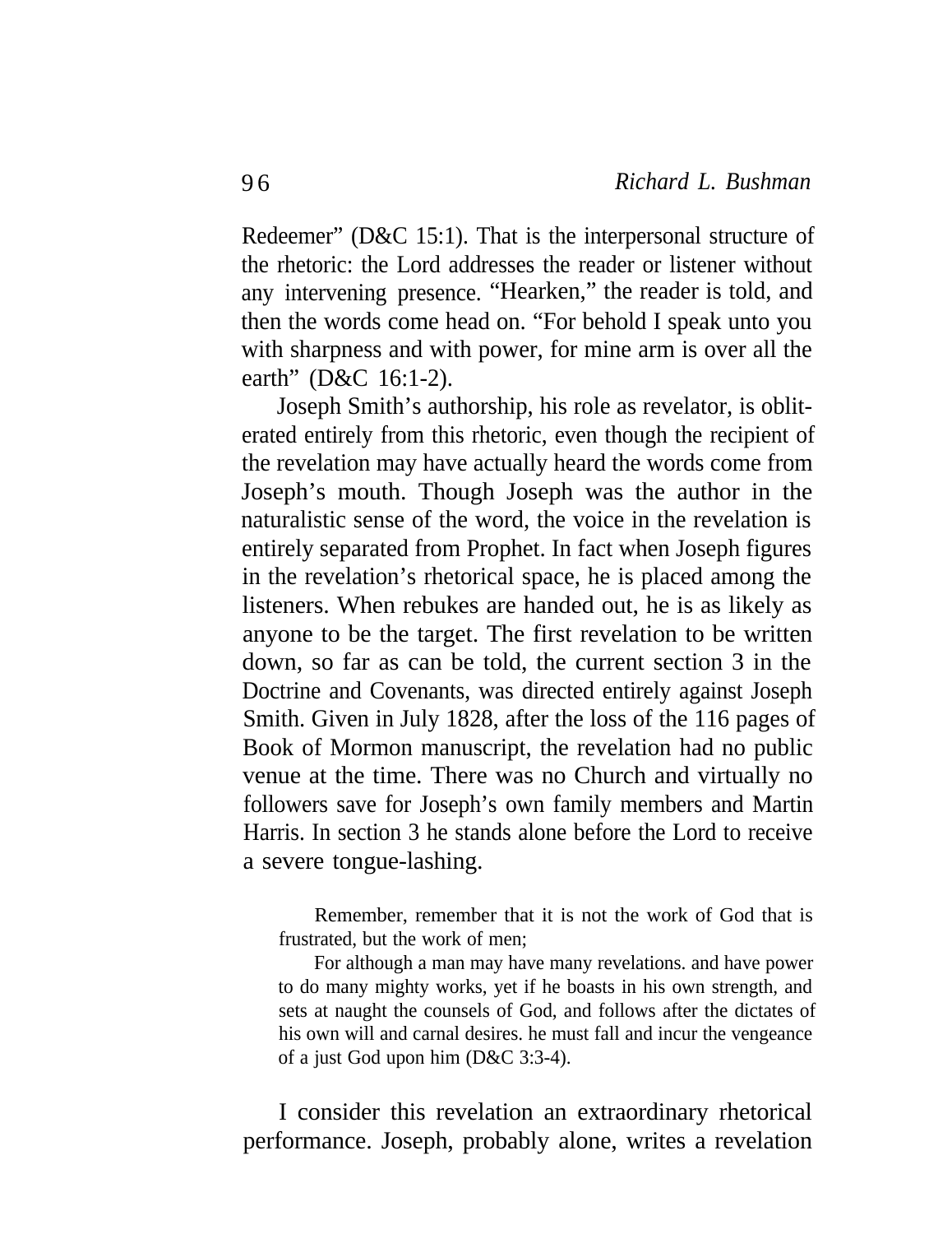Redeemer" (D&C 15:1). That is the interpersonal structure of the rhetoric: the Lord addresses the reader or listener without any intervening presence. "Hearken," the reader is told, and then the words come head on. "For behold I speak unto you with sharpness and with power, for mine arm is over all the earth" (D&C 16:1-2).

Joseph Smith's authorship, his role as revelator, is obliterated entirely from this rhetoric, even though the recipient of the revelation may have actually heard the words come from Joseph's mouth. Though Joseph was the author in the naturalistic sense of the word, the voice in the revelation is entirely separated from Prophet. In fact when Joseph figures in the revelation's rhetorical space, he is placed among the listeners. When rebukes are handed out, he is as likely as anyone to be the target. The first revelation to be written down, so far as can be told, the current section 3 in the Doctrine and Covenants, was directed entirely against Joseph Smith. Given in July 1828, after the loss of the 116 pages of Book of Mormon manuscript, the revelation had no public venue at the time. There was no Church and virtually no followers save for Joseph's own family members and Martin Harris. In section 3 he stands alone before the Lord to receive a severe tongue-lashing.

> Remember, remember that it is not the work of God that is frustrated, but the work of men;
>
> For although a man may have many revelations. and have power to do many mighty works, yet if he boasts in his own strength, and sets at naught the counsels of God, and follows after the dictates of his own will and carnal desires. he must fall and incur the vengeance of a just God upon him (D&C 3:3-4).

I consider this revelation an extraordinary rhetorical performance. Joseph, probably alone, writes a revelation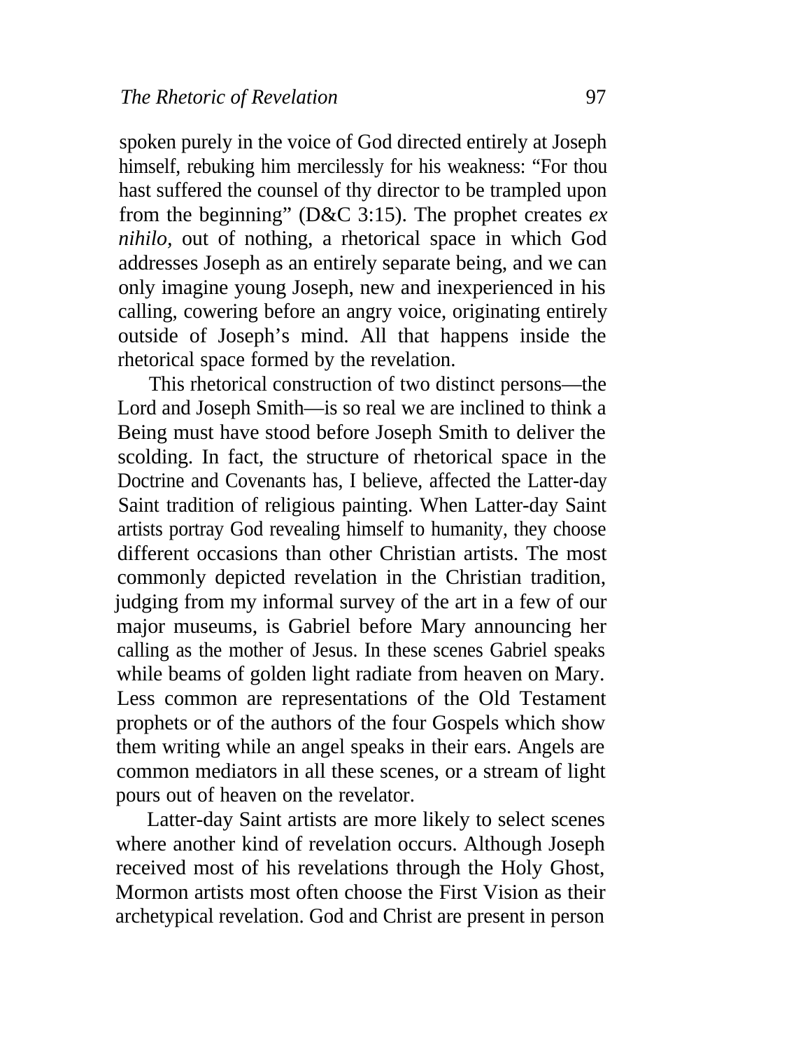spoken purely in the voice of God directed entirely at Joseph himself, rebuking him mercilessly for his weakness: "For thou hast suffered the counsel of thy director to be trampled upon from the beginning" (D&C 3:15). The prophet creates *ex nihilo,* out of nothing, a rhetorical space in which God addresses Joseph as an entirely separate being, and we can only imagine young Joseph, new and inexperienced in his calling, cowering before an angry voice, originating entirely outside of Joseph's mind. All that happens inside the rhetorical space formed by the revelation.

This rhetorical construction of two distinct persons—the Lord and Joseph Smith—is so real we are inclined to think a Being must have stood before Joseph Smith to deliver the scolding. In fact, the structure of rhetorical space in the Doctrine and Covenants has, I believe, affected the Latter-day Saint tradition of religious painting. When Latter-day Saint artists portray God revealing himself to humanity, they choose different occasions than other Christian artists. The most commonly depicted revelation in the Christian tradition, judging from my informal survey of the art in a few of our major museums, is Gabriel before Mary announcing her calling as the mother of Jesus. In these scenes Gabriel speaks while beams of golden light radiate from heaven on Mary. Less common are representations of the Old Testament prophets or of the authors of the four Gospels which show them writing while an angel speaks in their ears. Angels are common mediators in all these scenes, or a stream of light pours out of heaven on the revelator.

Latter-day Saint artists are more likely to select scenes where another kind of revelation occurs. Although Joseph received most of his revelations through the Holy Ghost, Mormon artists most often choose the First Vision as their archetypical revelation. God and Christ are present in person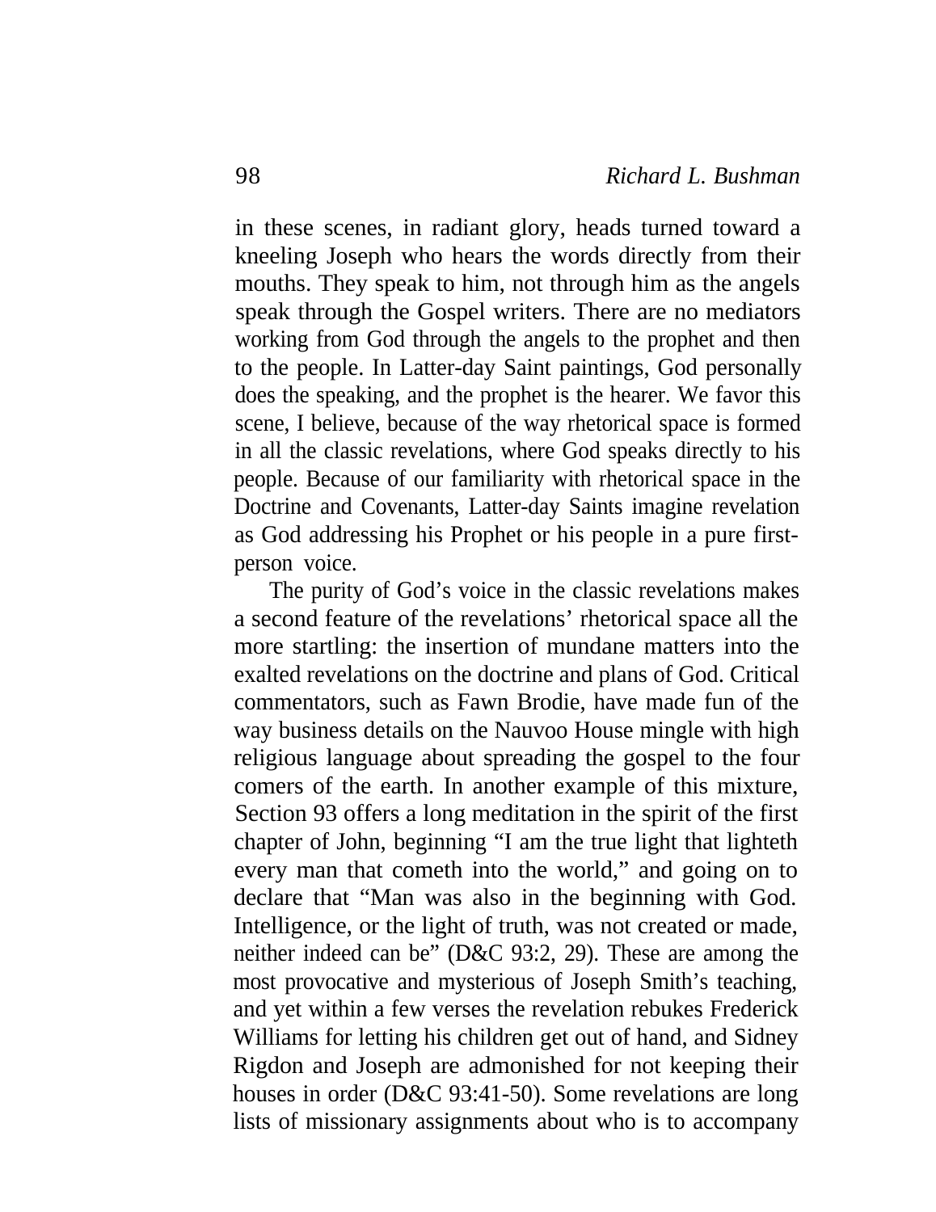in these scenes, in radiant glory, heads turned toward a kneeling Joseph who hears the words directly from their mouths. They speak to him, not through him as the angels speak through the Gospel writers. There are no mediators working from God through the angels to the prophet and then to the people. In Latter-day Saint paintings, God personally does the speaking, and the prophet is the hearer. We favor this scene, I believe, because of the way rhetorical space is formed in all the classic revelations, where God speaks directly to his people. Because of our familiarity with rhetorical space in the Doctrine and Covenants, Latter-day Saints imagine revelation as God addressing his Prophet or his people in a pure first-person voice.

The purity of God's voice in the classic revelations makes a second feature of the revelations' rhetorical space all the more startling: the insertion of mundane matters into the exalted revelations on the doctrine and plans of God. Critical commentators, such as Fawn Brodie, have made fun of the way business details on the Nauvoo House mingle with high religious language about spreading the gospel to the four comers of the earth. In another example of this mixture, Section 93 offers a long meditation in the spirit of the first chapter of John, beginning "I am the true light that lighteth every man that cometh into the world," and going on to declare that "Man was also in the beginning with God. Intelligence, or the light of truth, was not created or made, neither indeed can be" (D&C 93:2, 29). These are among the most provocative and mysterious of Joseph Smith's teaching, and yet within a few verses the revelation rebukes Frederick Williams for letting his children get out of hand, and Sidney Rigdon and Joseph are admonished for not keeping their houses in order (D&C 93:41-50). Some revelations are long lists of missionary assignments about who is to accompany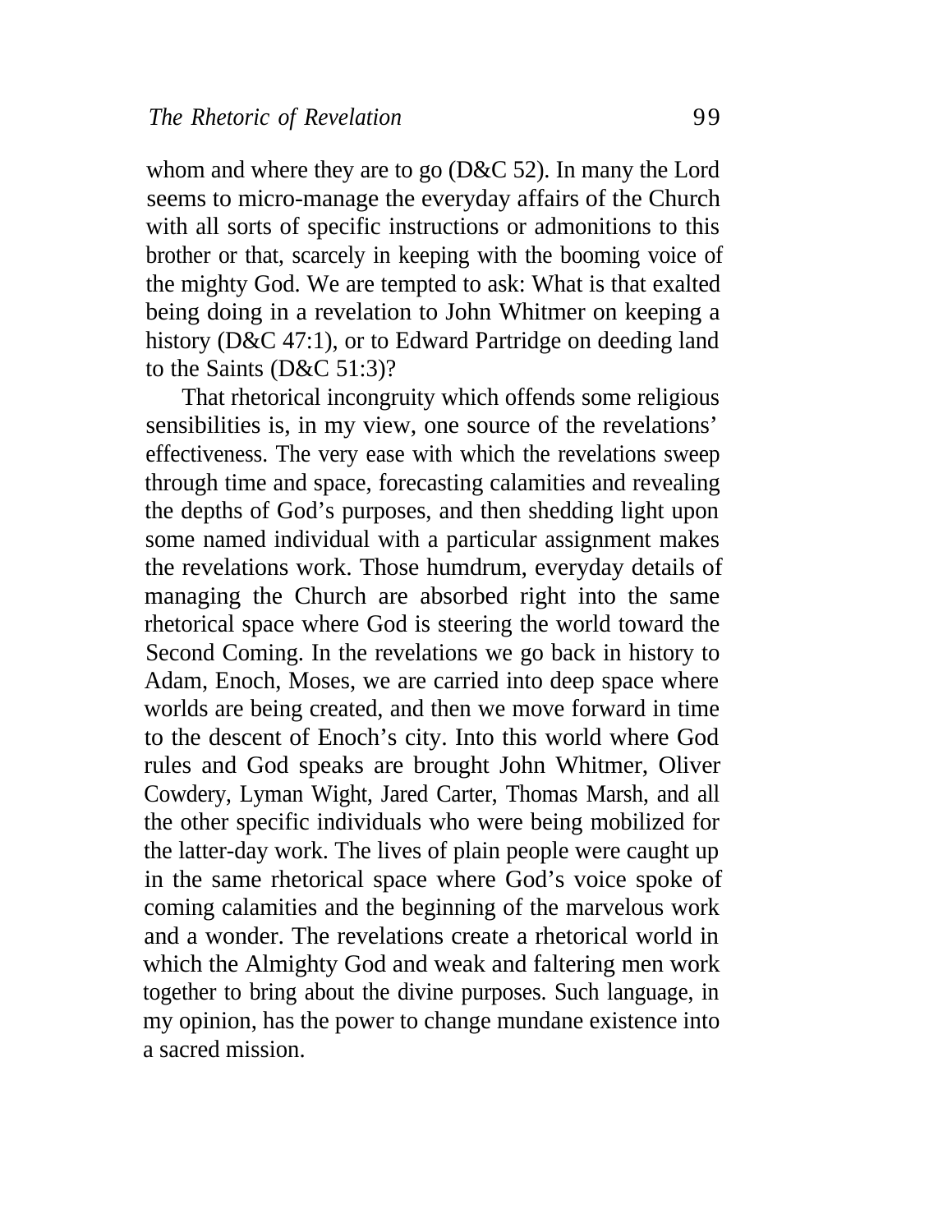whom and where they are to go (D&C 52). In many the Lord seems to micro-manage the everyday affairs of the Church with all sorts of specific instructions or admonitions to this brother or that, scarcely in keeping with the booming voice of the mighty God. We are tempted to ask: What is that exalted being doing in a revelation to John Whitmer on keeping a history (D&C 47:1), or to Edward Partridge on deeding land to the Saints (D&C 51:3)?

That rhetorical incongruity which offends some religious sensibilities is, in my view, one source of the revelations' effectiveness. The very ease with which the revelations sweep through time and space, forecasting calamities and revealing the depths of God's purposes, and then shedding light upon some named individual with a particular assignment makes the revelations work. Those humdrum, everyday details of managing the Church are absorbed right into the same rhetorical space where God is steering the world toward the Second Coming. In the revelations we go back in history to Adam, Enoch, Moses, we are carried into deep space where worlds are being created, and then we move forward in time to the descent of Enoch's city. Into this world where God rules and God speaks are brought John Whitmer, Oliver Cowdery, Lyman Wight, Jared Carter, Thomas Marsh, and all the other specific individuals who were being mobilized for the latter-day work. The lives of plain people were caught up in the same rhetorical space where God's voice spoke of coming calamities and the beginning of the marvelous work and a wonder. The revelations create a rhetorical world in which the Almighty God and weak and faltering men work together to bring about the divine purposes. Such language, in my opinion, has the power to change mundane existence into a sacred mission.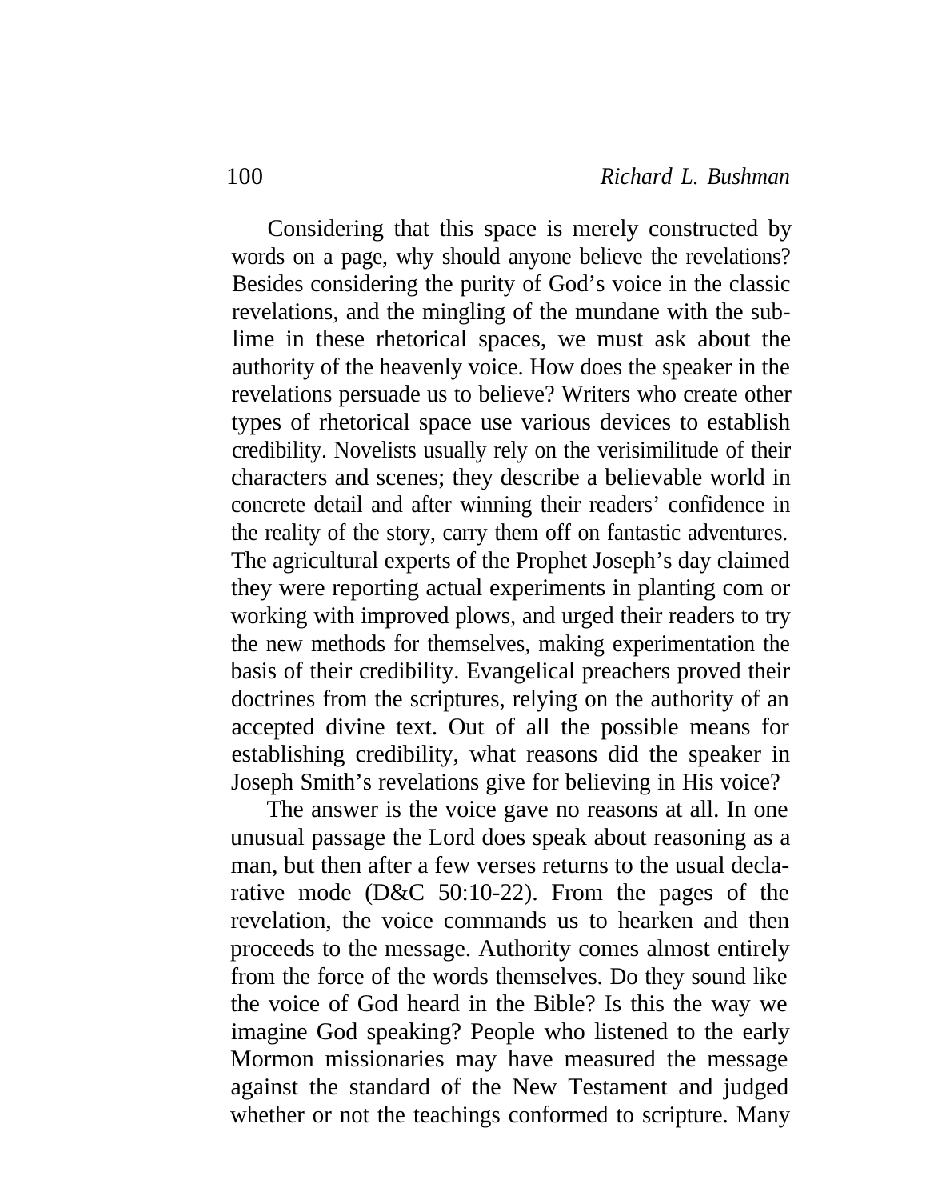Considering that this space is merely constructed by words on a page, why should anyone believe the revelations? Besides considering the purity of God's voice in the classic revelations, and the mingling of the mundane with the sublime in these rhetorical spaces, we must ask about the authority of the heavenly voice. How does the speaker in the revelations persuade us to believe? Writers who create other types of rhetorical space use various devices to establish credibility. Novelists usually rely on the verisimilitude of their characters and scenes; they describe a believable world in concrete detail and after winning their readers' confidence in the reality of the story, carry them off on fantastic adventures. The agricultural experts of the Prophet Joseph's day claimed they were reporting actual experiments in planting com or working with improved plows, and urged their readers to try the new methods for themselves, making experimentation the basis of their credibility. Evangelical preachers proved their doctrines from the scriptures, relying on the authority of an accepted divine text. Out of all the possible means for establishing credibility, what reasons did the speaker in Joseph Smith's revelations give for believing in His voice?

The answer is the voice gave no reasons at all. In one unusual passage the Lord does speak about reasoning as a man, but then after a few verses returns to the usual declarative mode (D&C 50:10-22). From the pages of the revelation, the voice commands us to hearken and then proceeds to the message. Authority comes almost entirely from the force of the words themselves. Do they sound like the voice of God heard in the Bible? Is this the way we imagine God speaking? People who listened to the early Mormon missionaries may have measured the message against the standard of the New Testament and judged whether or not the teachings conformed to scripture. Many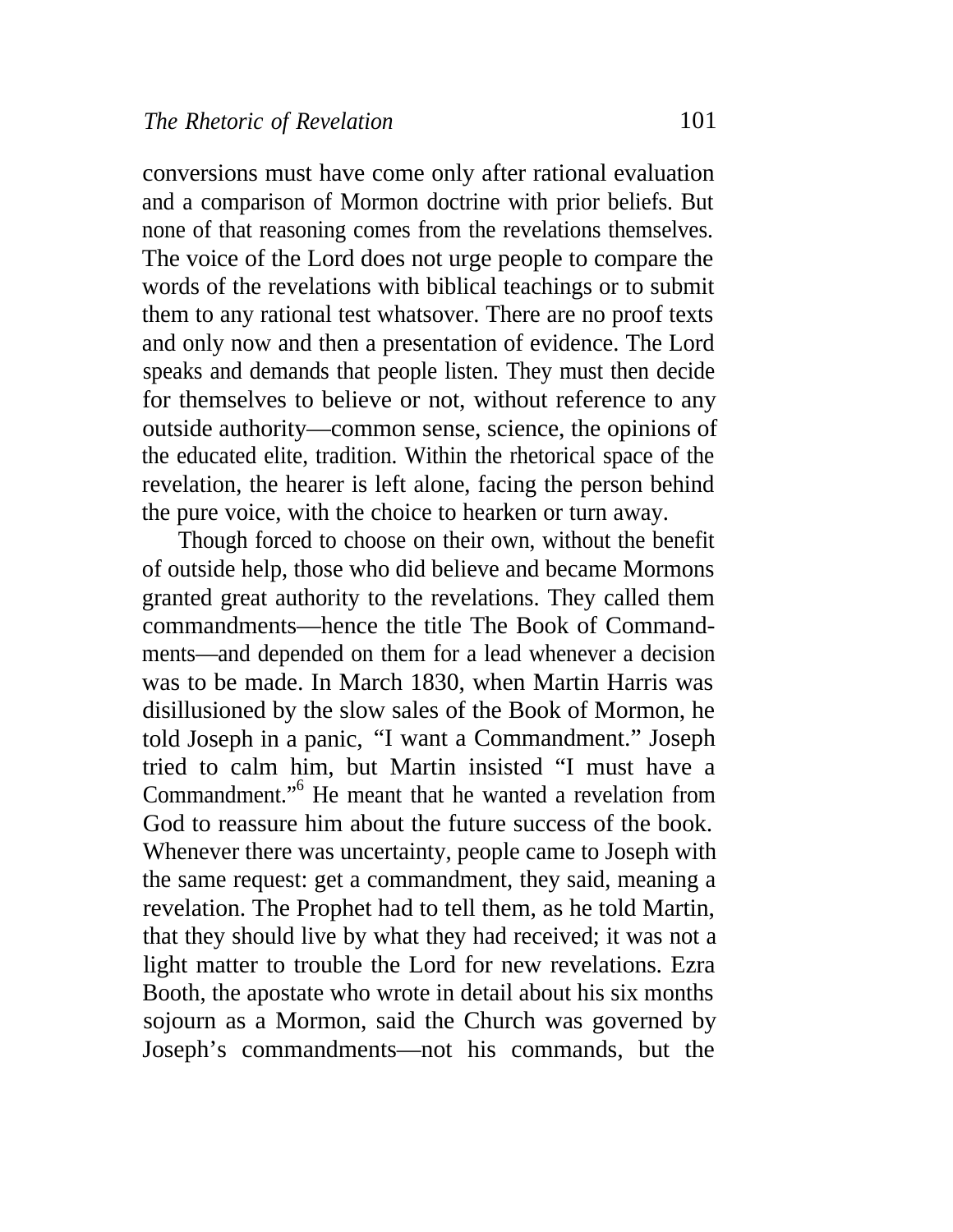conversions must have come only after rational evaluation and a comparison of Mormon doctrine with prior beliefs. But none of that reasoning comes from the revelations themselves. The voice of the Lord does not urge people to compare the words of the revelations with biblical teachings or to submit them to any rational test whatsoever. There are no proof texts and only now and then a presentation of evidence. The Lord speaks and demands that people listen. They must then decide for themselves to believe or not, without reference to any outside authority—common sense, science, the opinions of the educated elite, tradition. Within the rhetorical space of the revelation, the hearer is left alone, facing the person behind the pure voice, with the choice to hearken or turn away.

Though forced to choose on their own, without the benefit of outside help, those who did believe and became Mormons granted great authority to the revelations. They called them commandments—hence the title The Book of Commandments—and depended on them for a lead whenever a decision was to be made. In March 1830, when Martin Harris was disillusioned by the slow sales of the Book of Mormon, he told Joseph in a panic, "I want a Commandment." Joseph tried to calm him, but Martin insisted "I must have a Commandment."[6] He meant that he wanted a revelation from God to reassure him about the future success of the book. Whenever there was uncertainty, people came to Joseph with the same request: get a commandment, they said, meaning a revelation. The Prophet had to tell them, as he told Martin, that they should live by what they had received; it was not a light matter to trouble the Lord for new revelations. Ezra Booth, the apostate who wrote in detail about his six months sojourn as a Mormon, said the Church was governed by Joseph's commandments—not his commands, but the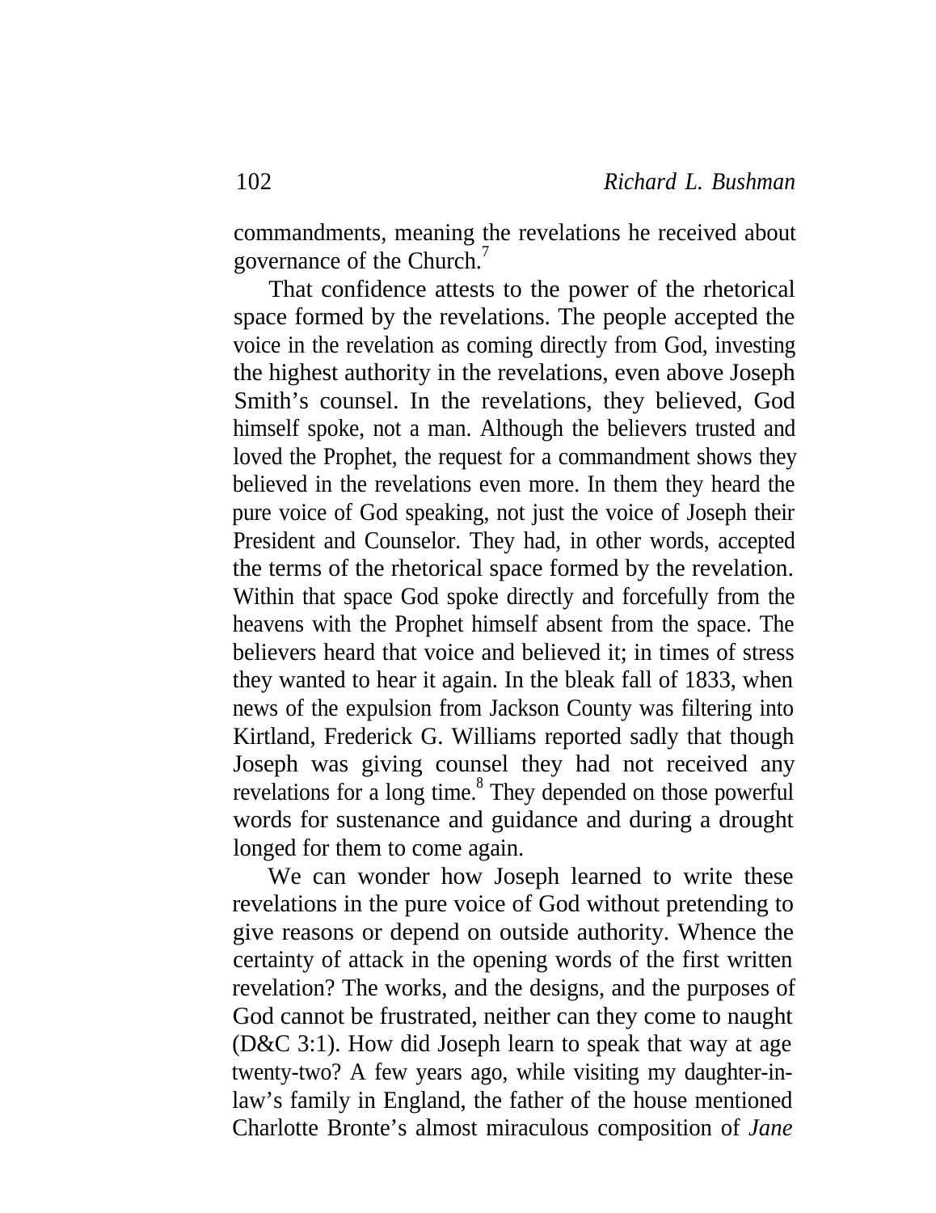commandments, meaning the revelations he received about governance of the Church.[7]

That confidence attests to the power of the rhetorical space formed by the revelations. The people accepted the voice in the revelation as coming directly from God, investing the highest authority in the revelations, even above Joseph Smith's counsel. In the revelations, they believed, God himself spoke, not a man. Although the believers trusted and loved the Prophet, the request for a commandment shows they believed in the revelations even more. In them they heard the pure voice of God speaking, not just the voice of Joseph their President and Counselor. They had, in other words, accepted the terms of the rhetorical space formed by the revelation. Within that space God spoke directly and forcefully from the heavens with the Prophet himself absent from the space. The believers heard that voice and believed it; in times of stress they wanted to hear it again. In the bleak fall of 1833, when news of the expulsion from Jackson County was filtering into Kirtland, Frederick G. Williams reported sadly that though Joseph was giving counsel they had not received any revelations for a long time.[8] They depended on those powerful words for sustenance and guidance and during a drought longed for them to come again.

We can wonder how Joseph learned to write these revelations in the pure voice of God without pretending to give reasons or depend on outside authority. Whence the certainty of attack in the opening words of the first written revelation? The works, and the designs, and the purposes of God cannot be frustrated, neither can they come to naught (D&C 3:1). How did Joseph learn to speak that way at age twenty-two? A few years ago, while visiting my daughter-in-law's family in England, the father of the house mentioned Charlotte Bronte's almost miraculous composition of *Jane*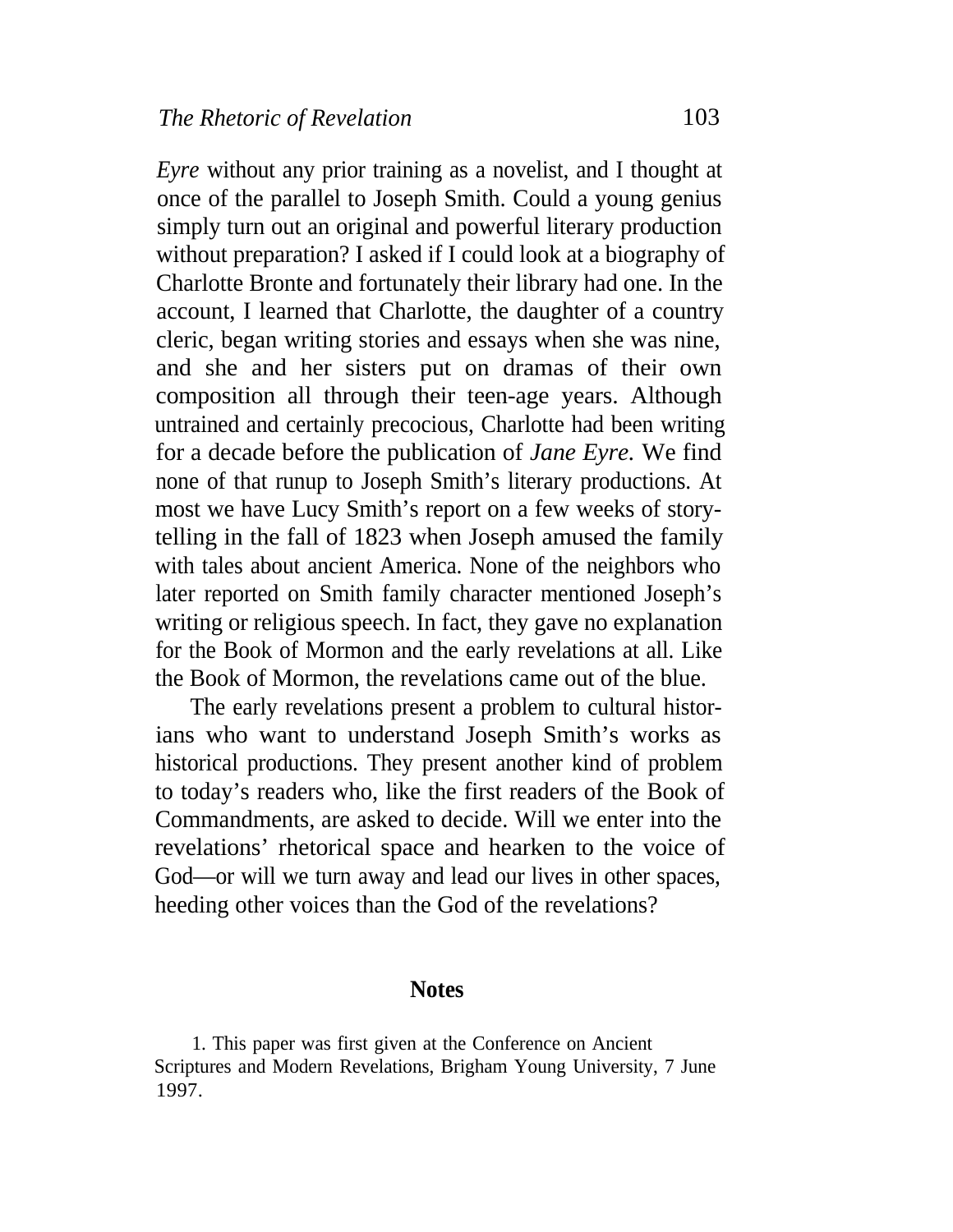*Eyre* without any prior training as a novelist, and I thought at once of the parallel to Joseph Smith. Could a young genius simply turn out an original and powerful literary production without preparation? I asked if I could look at a biography of Charlotte Bronte and fortunately their library had one. In the account, I learned that Charlotte, the daughter of a country cleric, began writing stories and essays when she was nine, and she and her sisters put on dramas of their own composition all through their teen-age years. Although untrained and certainly precocious, Charlotte had been writing for a decade before the publication of *Jane Eyre*. We find none of that runup to Joseph Smith's literary productions. At most we have Lucy Smith's report on a few weeks of story-telling in the fall of 1823 when Joseph amused the family with tales about ancient America. None of the neighbors who later reported on Smith family character mentioned Joseph's writing or religious speech. In fact, they gave no explanation for the Book of Mormon and the early revelations at all. Like the Book of Mormon, the revelations came out of the blue.

The early revelations present a problem to cultural historians who want to understand Joseph Smith's works as historical productions. They present another kind of problem to today's readers who, like the first readers of the Book of Commandments, are asked to decide. Will we enter into the revelations' rhetorical space and hearken to the voice of God—or will we turn away and lead our lives in other spaces, heeding other voices than the God of the revelations?

## Notes

1. This paper was first given at the Conference on Ancient Scriptures and Modern Revelations, Brigham Young University, 7 June 1997.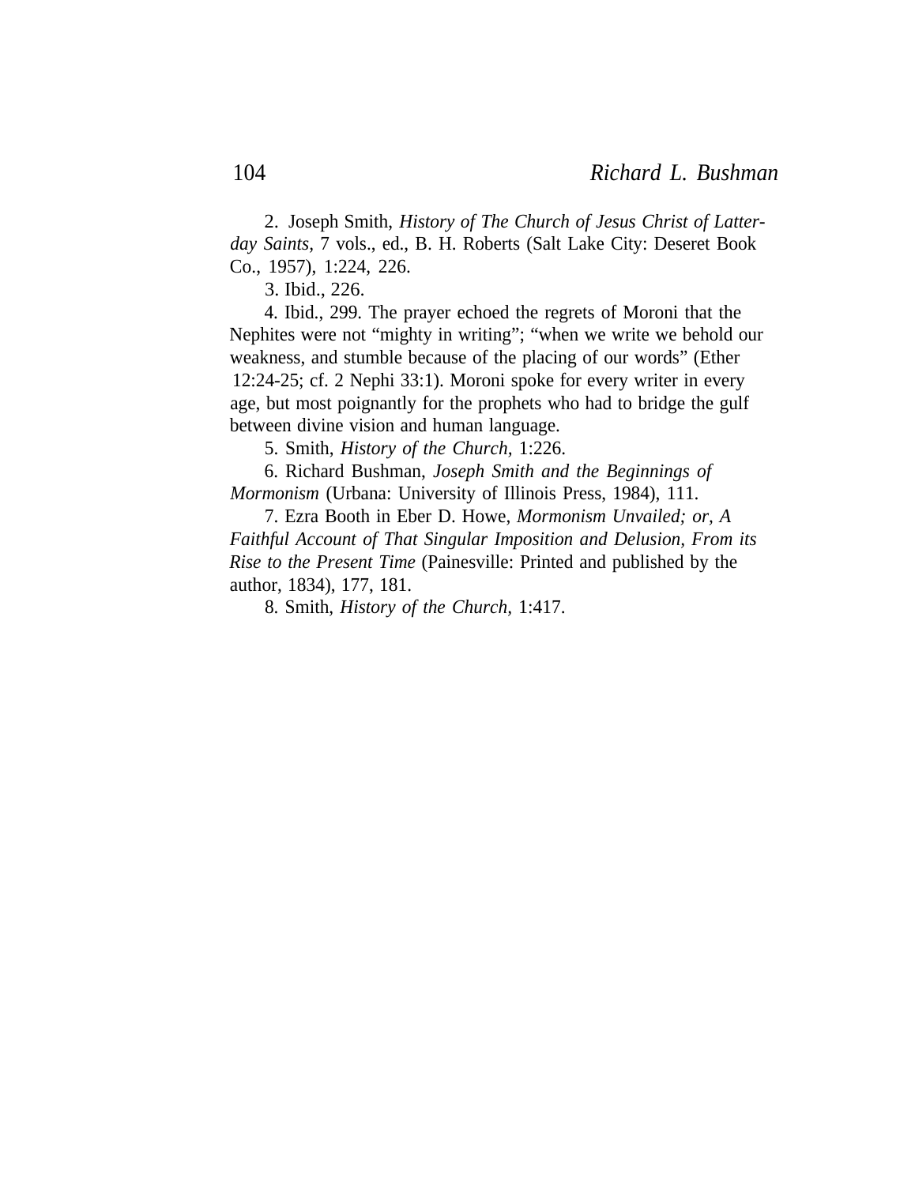2. Joseph Smith, *History of The Church of Jesus Christ of Latter-day Saints,* 7 vols., ed., B. H. Roberts (Salt Lake City: Deseret Book Co., 1957), 1:224, 226.

3. Ibid., 226.

4. Ibid., 299. The prayer echoed the regrets of Moroni that the Nephites were not "mighty in writing"; "when we write we behold our weakness, and stumble because of the placing of our words" (Ether 12:24-25; cf. 2 Nephi 33:1). Moroni spoke for every writer in every age, but most poignantly for the prophets who had to bridge the gulf between divine vision and human language.

5. Smith, *History of the Church,* 1:226.

6. Richard Bushman, *Joseph Smith and the Beginnings of Mormonism* (Urbana: University of Illinois Press, 1984), 111.

7. Ezra Booth in Eber D. Howe, *Mormonism Unvailed; or, A Faithful Account of That Singular Imposition and Delusion, From its Rise to the Present Time* (Painesville: Printed and published by the author, 1834), 177, 181.

8. Smith, *History of the Church,* 1:417.